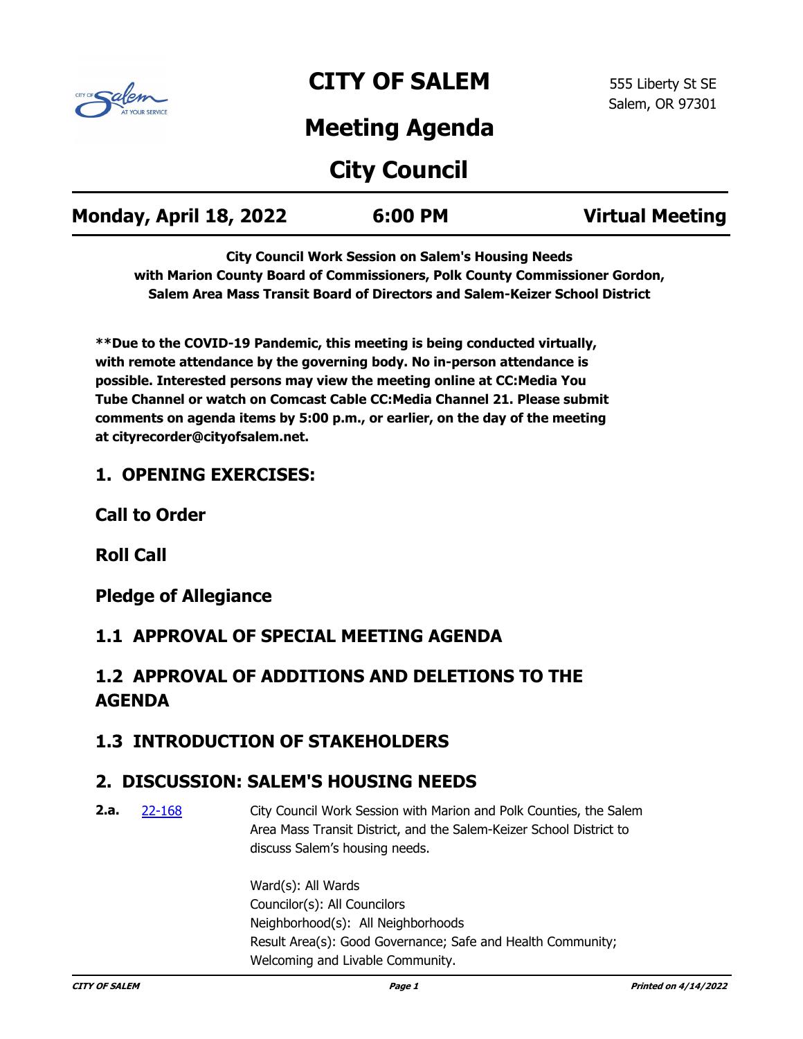# CITY OF SALEM

555 Liberty St SE
Salem, OR 97301

# Meeting Agenda

# City Council

**Monday, April 18, 2022** **6:00 PM** **Virtual Meeting**

**City Council Work Session on Salem's Housing Needs with Marion County Board of Commissioners, Polk County Commissioner Gordon, Salem Area Mass Transit Board of Directors and Salem-Keizer School District**

**\*\*Due to the COVID-19 Pandemic, this meeting is being conducted virtually, with remote attendance by the governing body. No in-person attendance is possible. Interested persons may view the meeting online at CC:Media You Tube Channel or watch on Comcast Cable CC:Media Channel 21. Please submit comments on agenda items by 5:00 p.m., or earlier, on the day of the meeting at cityrecorder@cityofsalem.net.**

## 1. OPENING EXERCISES:

### Call to Order

### Roll Call

### Pledge of Allegiance

## 1.1 APPROVAL OF SPECIAL MEETING AGENDA

## 1.2 APPROVAL OF ADDITIONS AND DELETIONS TO THE AGENDA

## 1.3 INTRODUCTION OF STAKEHOLDERS

## 2. DISCUSSION: SALEM'S HOUSING NEEDS

**2.a.** 22-168 City Council Work Session with Marion and Polk Counties, the Salem Area Mass Transit District, and the Salem-Keizer School District to discuss Salem's housing needs.

Ward(s): All Wards
Councilor(s): All Councilors
Neighborhood(s): All Neighborhoods
Result Area(s): Good Governance; Safe and Health Community; Welcoming and Livable Community.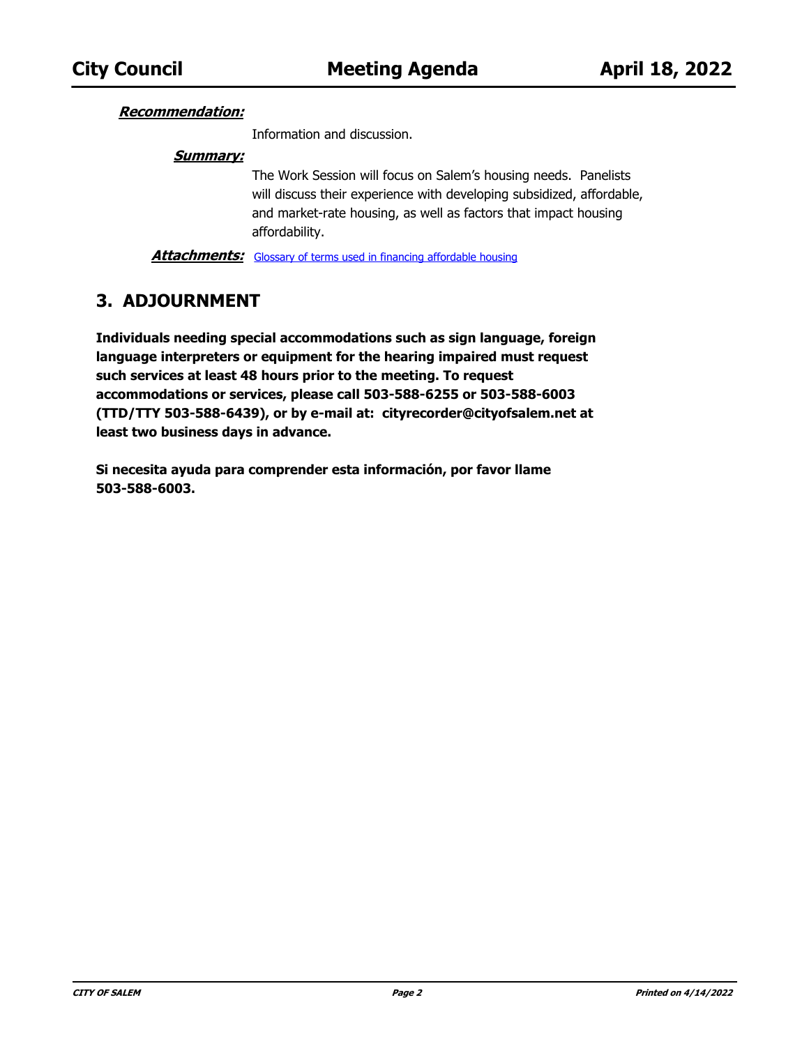***Recommendation:***

Information and discussion.

***Summary:***

The Work Session will focus on Salem's housing needs. Panelists will discuss their experience with developing subsidized, affordable, and market-rate housing, as well as factors that impact housing affordability.

***Attachments:*** Glossary of terms used in financing affordable housing

## 3. ADJOURNMENT

**Individuals needing special accommodations such as sign language, foreign language interpreters or equipment for the hearing impaired must request such services at least 48 hours prior to the meeting. To request accommodations or services, please call 503-588-6255 or 503-588-6003 (TTD/TTY 503-588-6439), or by e-mail at: cityrecorder@cityofsalem.net at least two business days in advance.**

**Si necesita ayuda para comprender esta información, por favor llame 503-588-6003.**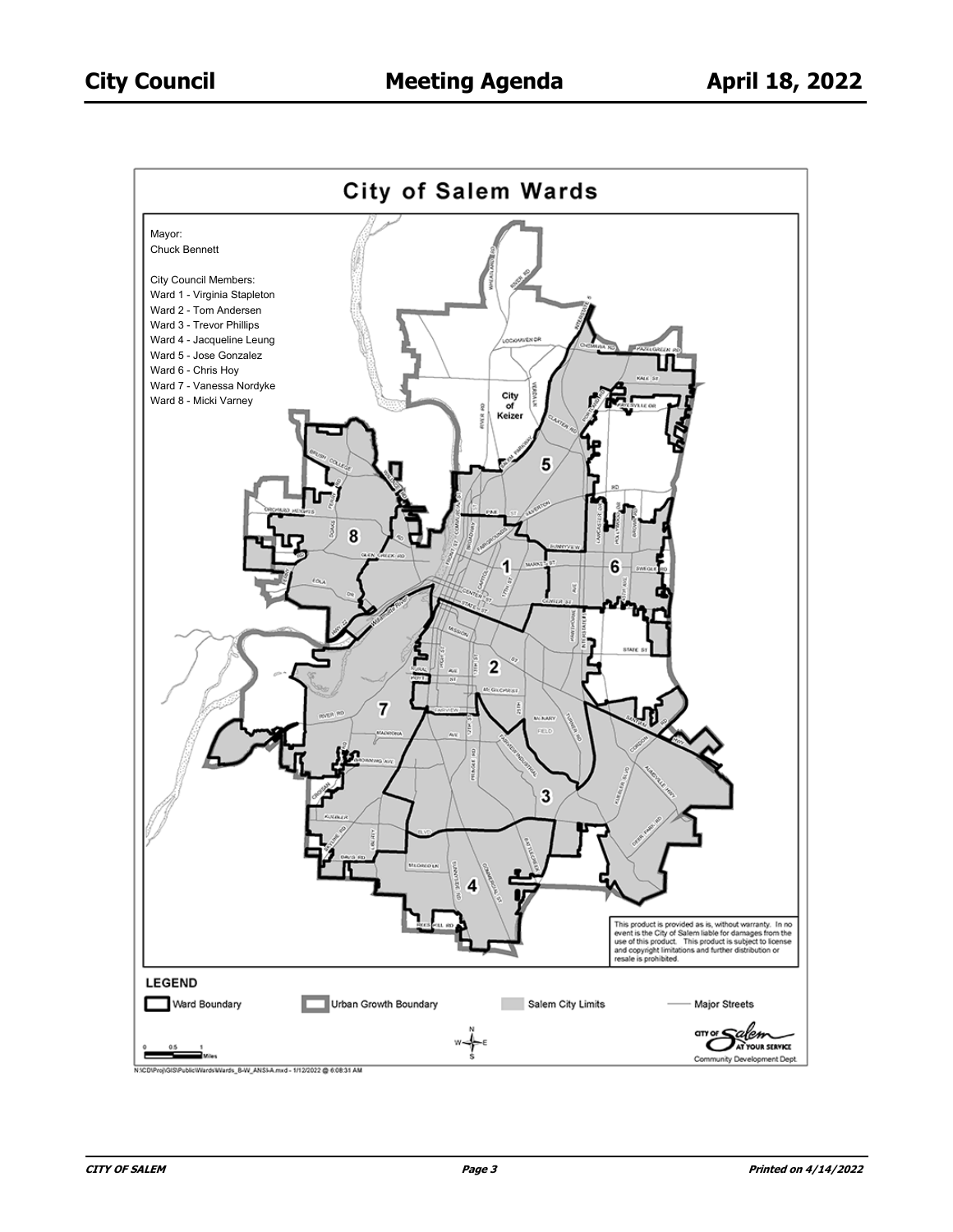# City of Salem Wards

Mayor:
Chuck Bennett

City Council Members:
Ward 1 - Virginia Stapleton
Ward 2 - Tom Andersen
Ward 3 - Trevor Phillips
Ward 4 - Jacqueline Leung
Ward 5 - Jose Gonzalez
Ward 6 - Chris Hoy
Ward 7 - Vanessa Nordyke
Ward 8 - Micki Varney

This product is provided as is, without warranty. In no event is the City of Salem liable for damages from the use of this product. This product is subject to license and copyright limitations and further distribution or resale is prohibited.

**LEGEND**

Ward Boundary
Urban Growth Boundary
Salem City Limits
Major Streets

0 0.5 1 Miles

CITY OF Salem AT YOUR SERVICE
Community Development Dept.

N:\CD\Proj\GIS\Public\Wards\Wards_B-W_ANSI-A.mxd - 1/12/2022 @ 6:08:31 AM